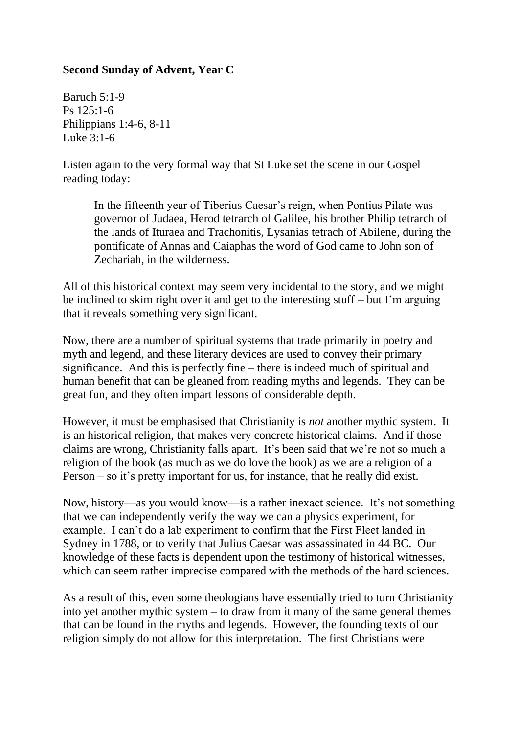**Second Sunday of Advent, Year C**

Baruch 5:1-9
Ps 125:1-6
Philippians 1:4-6, 8-11
Luke 3:1-6

Listen again to the very formal way that St Luke set the scene in our Gospel reading today:

> In the fifteenth year of Tiberius Caesar's reign, when Pontius Pilate was governor of Judaea, Herod tetrarch of Galilee, his brother Philip tetrarch of the lands of Ituraea and Trachonitis, Lysanias tetrach of Abilene, during the pontificate of Annas and Caiaphas the word of God came to John son of Zechariah, in the wilderness.

All of this historical context may seem very incidental to the story, and we might be inclined to skim right over it and get to the interesting stuff – but I'm arguing that it reveals something very significant.

Now, there are a number of spiritual systems that trade primarily in poetry and myth and legend, and these literary devices are used to convey their primary significance. And this is perfectly fine – there is indeed much of spiritual and human benefit that can be gleaned from reading myths and legends. They can be great fun, and they often impart lessons of considerable depth.

However, it must be emphasised that Christianity is *not* another mythic system. It is an historical religion, that makes very concrete historical claims. And if those claims are wrong, Christianity falls apart. It's been said that we're not so much a religion of the book (as much as we do love the book) as we are a religion of a Person – so it's pretty important for us, for instance, that he really did exist.

Now, history—as you would know—is a rather inexact science. It's not something that we can independently verify the way we can a physics experiment, for example. I can't do a lab experiment to confirm that the First Fleet landed in Sydney in 1788, or to verify that Julius Caesar was assassinated in 44 BC. Our knowledge of these facts is dependent upon the testimony of historical witnesses, which can seem rather imprecise compared with the methods of the hard sciences.

As a result of this, even some theologians have essentially tried to turn Christianity into yet another mythic system – to draw from it many of the same general themes that can be found in the myths and legends. However, the founding texts of our religion simply do not allow for this interpretation. The first Christians were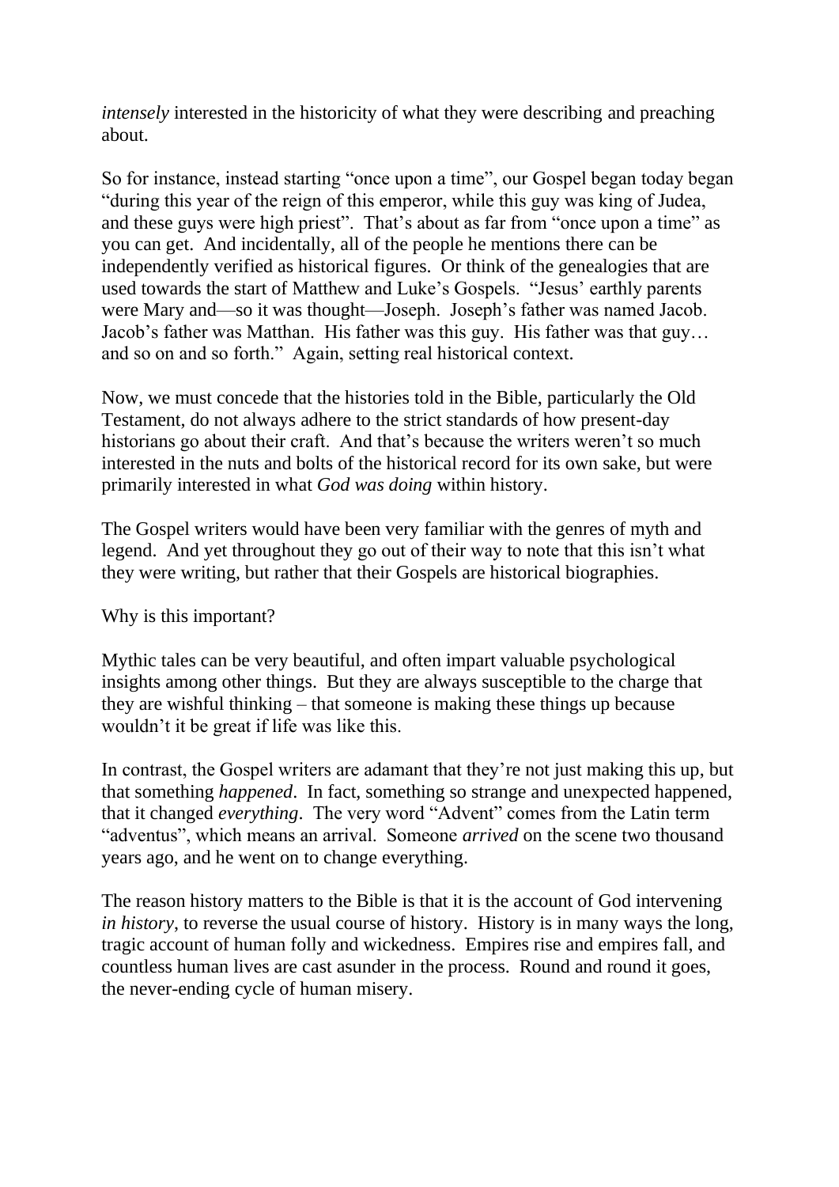*intensely* interested in the historicity of what they were describing and preaching about.

So for instance, instead starting “once upon a time”, our Gospel began today began “during this year of the reign of this emperor, while this guy was king of Judea, and these guys were high priest”. That’s about as far from “once upon a time” as you can get. And incidentally, all of the people he mentions there can be independently verified as historical figures. Or think of the genealogies that are used towards the start of Matthew and Luke’s Gospels. “Jesus’ earthly parents were Mary and—so it was thought—Joseph. Joseph’s father was named Jacob. Jacob’s father was Matthan. His father was this guy. His father was that guy… and so on and so forth.” Again, setting real historical context.

Now, we must concede that the histories told in the Bible, particularly the Old Testament, do not always adhere to the strict standards of how present-day historians go about their craft. And that’s because the writers weren’t so much interested in the nuts and bolts of the historical record for its own sake, but were primarily interested in what *God was doing* within history.

The Gospel writers would have been very familiar with the genres of myth and legend. And yet throughout they go out of their way to note that this isn’t what they were writing, but rather that their Gospels are historical biographies.

Why is this important?

Mythic tales can be very beautiful, and often impart valuable psychological insights among other things. But they are always susceptible to the charge that they are wishful thinking – that someone is making these things up because wouldn’t it be great if life was like this.

In contrast, the Gospel writers are adamant that they’re not just making this up, but that something *happened*. In fact, something so strange and unexpected happened, that it changed *everything*. The very word “Advent” comes from the Latin term “adventus”, which means an arrival. Someone *arrived* on the scene two thousand years ago, and he went on to change everything.

The reason history matters to the Bible is that it is the account of God intervening *in history*, to reverse the usual course of history. History is in many ways the long, tragic account of human folly and wickedness. Empires rise and empires fall, and countless human lives are cast asunder in the process. Round and round it goes, the never-ending cycle of human misery.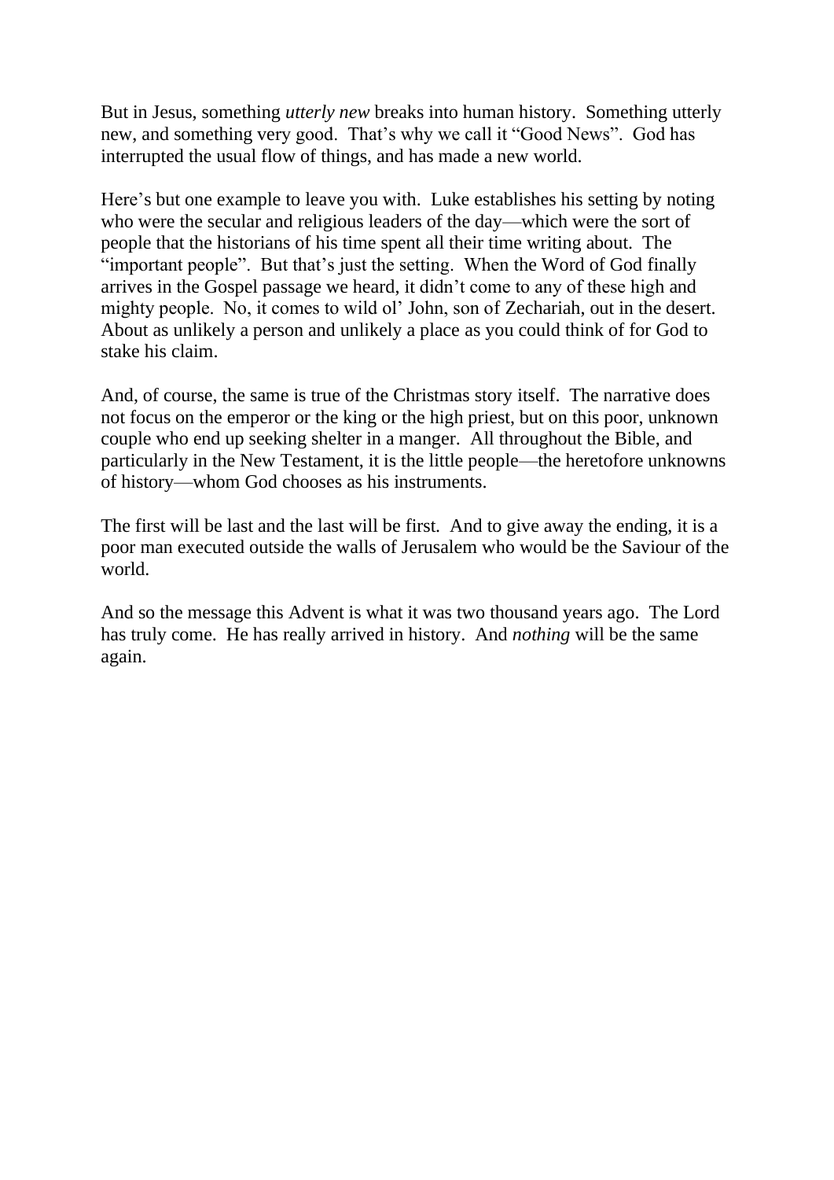But in Jesus, something *utterly new* breaks into human history. Something utterly new, and something very good. That's why we call it "Good News". God has interrupted the usual flow of things, and has made a new world.

Here's but one example to leave you with. Luke establishes his setting by noting who were the secular and religious leaders of the day—which were the sort of people that the historians of his time spent all their time writing about. The "important people". But that's just the setting. When the Word of God finally arrives in the Gospel passage we heard, it didn't come to any of these high and mighty people. No, it comes to wild ol' John, son of Zechariah, out in the desert. About as unlikely a person and unlikely a place as you could think of for God to stake his claim.

And, of course, the same is true of the Christmas story itself. The narrative does not focus on the emperor or the king or the high priest, but on this poor, unknown couple who end up seeking shelter in a manger. All throughout the Bible, and particularly in the New Testament, it is the little people—the heretofore unknowns of history—whom God chooses as his instruments.

The first will be last and the last will be first. And to give away the ending, it is a poor man executed outside the walls of Jerusalem who would be the Saviour of the world.

And so the message this Advent is what it was two thousand years ago. The Lord has truly come. He has really arrived in history. And *nothing* will be the same again.